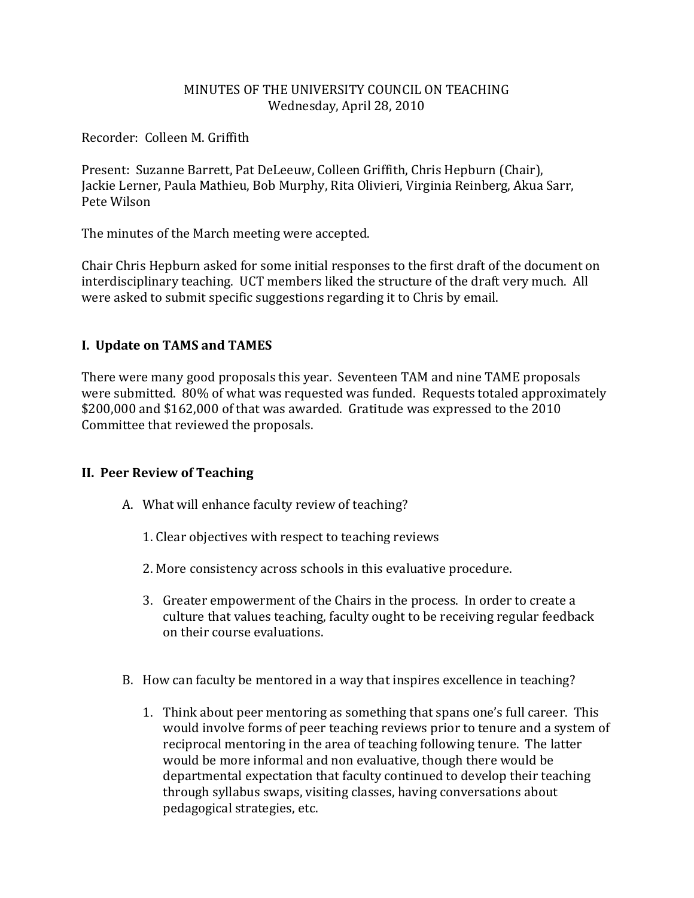MINUTES OF THE UNIVERSITY COUNCIL ON TEACHING
Wednesday, April 28, 2010

Recorder: Colleen M. Griffith

Present: Suzanne Barrett, Pat DeLeeuw, Colleen Griffith, Chris Hepburn (Chair), Jackie Lerner, Paula Mathieu, Bob Murphy, Rita Olivieri, Virginia Reinberg, Akua Sarr, Pete Wilson

The minutes of the March meeting were accepted.

Chair Chris Hepburn asked for some initial responses to the first draft of the document on interdisciplinary teaching. UCT members liked the structure of the draft very much. All were asked to submit specific suggestions regarding it to Chris by email.

## I. Update on TAMS and TAMES

There were many good proposals this year. Seventeen TAM and nine TAME proposals were submitted. 80% of what was requested was funded. Requests totaled approximately $200,000 and $162,000 of that was awarded. Gratitude was expressed to the 2010 Committee that reviewed the proposals.

## II. Peer Review of Teaching

A. What will enhance faculty review of teaching?

1. Clear objectives with respect to teaching reviews

2. More consistency across schools in this evaluative procedure.

3. Greater empowerment of the Chairs in the process. In order to create a culture that values teaching, faculty ought to be receiving regular feedback on their course evaluations.

B. How can faculty be mentored in a way that inspires excellence in teaching?

1. Think about peer mentoring as something that spans one's full career. This would involve forms of peer teaching reviews prior to tenure and a system of reciprocal mentoring in the area of teaching following tenure. The latter would be more informal and non evaluative, though there would be departmental expectation that faculty continued to develop their teaching through syllabus swaps, visiting classes, having conversations about pedagogical strategies, etc.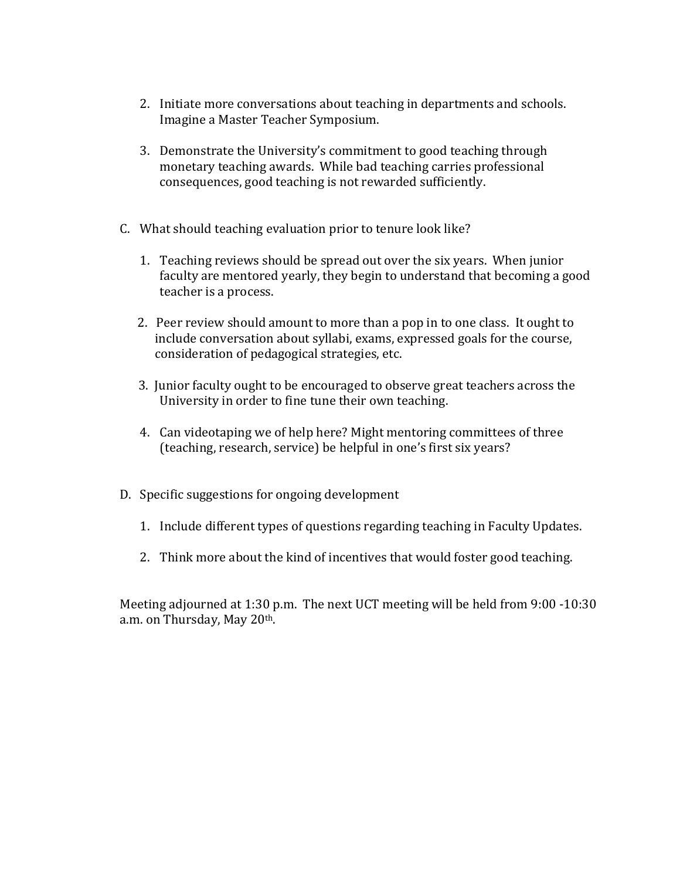2. Initiate more conversations about teaching in departments and schools. Imagine a Master Teacher Symposium.

3. Demonstrate the University's commitment to good teaching through monetary teaching awards. While bad teaching carries professional consequences, good teaching is not rewarded sufficiently.

C. What should teaching evaluation prior to tenure look like?

1. Teaching reviews should be spread out over the six years. When junior faculty are mentored yearly, they begin to understand that becoming a good teacher is a process.

2. Peer review should amount to more than a pop in to one class. It ought to include conversation about syllabi, exams, expressed goals for the course, consideration of pedagogical strategies, etc.

3. Junior faculty ought to be encouraged to observe great teachers across the University in order to fine tune their own teaching.

4. Can videotaping we of help here? Might mentoring committees of three (teaching, research, service) be helpful in one's first six years?

D. Specific suggestions for ongoing development

1. Include different types of questions regarding teaching in Faculty Updates.

2. Think more about the kind of incentives that would foster good teaching.

Meeting adjourned at 1:30 p.m. The next UCT meeting will be held from 9:00 -10:30 a.m. on Thursday, May 20th.